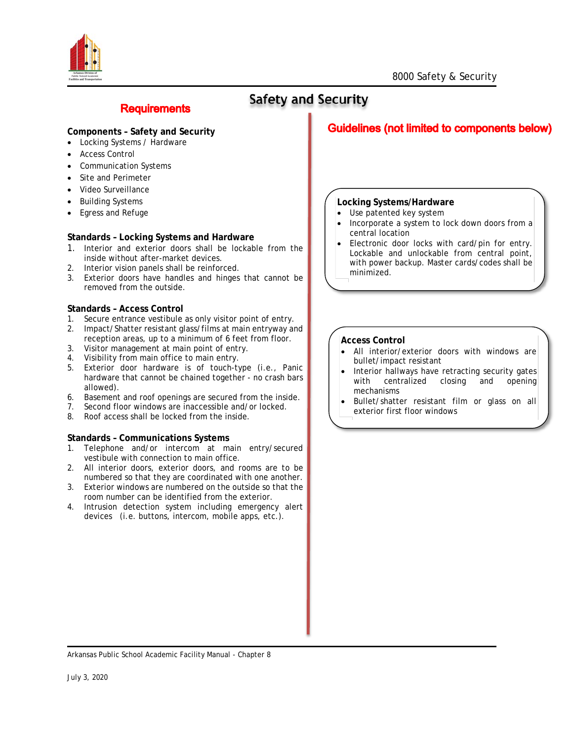# Safety and Security

## Requirements

### Components – Safety and Security

- Locking Systems / Hardware
- Access Control
- Communication Systems
- Site and Perimeter
- Video Surveillance
- Building Systems
- Egress and Refuge

### Standards – Locking Systems and Hardware

1. Interior and exterior doors shall be lockable from the inside without after-market devices.
2. Interior vision panels shall be reinforced.
3. Exterior doors have handles and hinges that cannot be removed from the outside.

### Standards – Access Control

1. Secure entrance vestibule as only visitor point of entry.
2. Impact/Shatter resistant glass/films at main entryway and reception areas, up to a minimum of 6 feet from floor.
3. Visitor management at main point of entry.
4. Visibility from main office to main entry.
5. Exterior door hardware is of touch-type (i.e., Panic hardware that cannot be chained together - no crash bars allowed).
6. Basement and roof openings are secured from the inside.
7. Second floor windows are inaccessible and/or locked.
8. Roof access shall be locked from the inside.

### Standards – Communications Systems

1. Telephone and/or intercom at main entry/secured vestibule with connection to main office.
2. All interior doors, exterior doors, and rooms are to be numbered so that they are coordinated with one another.
3. Exterior windows are numbered on the outside so that the room number can be identified from the exterior.
4. Intrusion detection system including emergency alert devices (i.e. buttons, intercom, mobile apps, etc.).

## Guidelines (not limited to components below)

### Locking Systems/Hardware

- Use patented key system
- Incorporate a system to lock down doors from a central location
- Electronic door locks with card/pin for entry. Lockable and unlockable from central point, with power backup. Master cards/codes shall be minimized.

### Access Control

- All interior/exterior doors with windows are bullet/impact resistant
- Interior hallways have retracting security gates with centralized closing and opening mechanisms
- Bullet/shatter resistant film or glass on all exterior first floor windows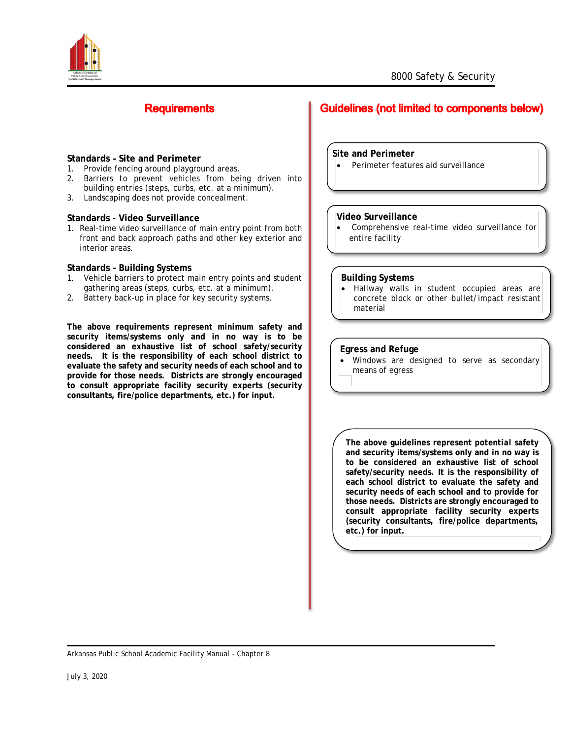## Requirements

**Standards – Site and Perimeter**

1. Provide fencing around playground areas.
2. Barriers to prevent vehicles from being driven into building entries (steps, curbs, etc. at a minimum).
3. Landscaping does not provide concealment.

**Standards - Video Surveillance**

1. Real-time video surveillance of main entry point from both front and back approach paths and other key exterior and interior areas.

**Standards – Building Systems**

1. Vehicle barriers to protect main entry points and student gathering areas (steps, curbs, etc. at a minimum).
2. Battery back-up in place for key security systems.

**The above requirements represent minimum safety and security items/systems only and in no way is to be considered an exhaustive list of school safety/security needs. It is the responsibility of each school district to evaluate the safety and security needs of each school and to provide for those needs. Districts are strongly encouraged to consult appropriate facility security experts (security consultants, fire/police departments, etc.) for input.**

## Guidelines (not limited to components below)

**Site and Perimeter**

- Perimeter features aid surveillance

**Video Surveillance**

- Comprehensive real-time video surveillance for entire facility

**Building Systems**

- Hallway walls in student occupied areas are concrete block or other bullet/impact resistant material

**Egress and Refuge**

- Windows are designed to serve as secondary means of egress

**The above guidelines represent *potential* safety and security items/systems only and in no way is to be considered an exhaustive list of school safety/security needs. It is the responsibility of each school district to evaluate the safety and security needs of each school and to provide for those needs. Districts are strongly encouraged to consult appropriate facility security experts (security consultants, fire/police departments, etc.) for input.**